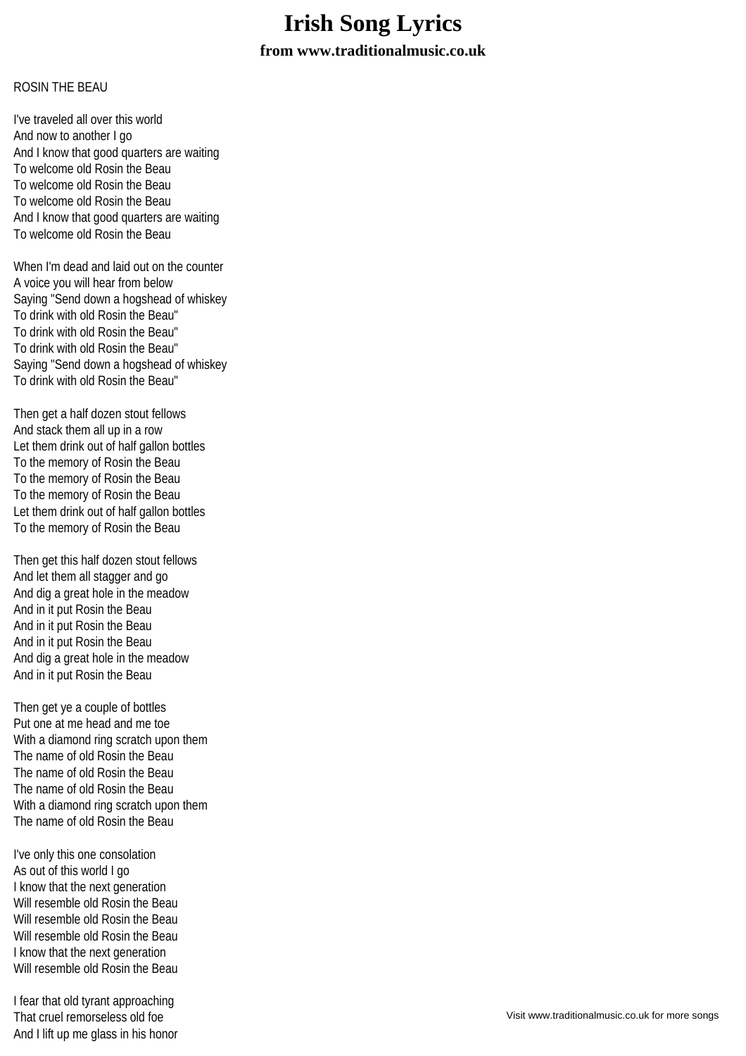# Irish Song Lyrics

### from www.traditionalmusic.co.uk

ROSIN THE BEAU

I've traveled all over this world  
And now to another I go  
And I know that good quarters are waiting  
To welcome old Rosin the Beau  
To welcome old Rosin the Beau  
To welcome old Rosin the Beau  
And I know that good quarters are waiting  
To welcome old Rosin the Beau

When I'm dead and laid out on the counter  
A voice you will hear from below  
Saying "Send down a hogshead of whiskey  
To drink with old Rosin the Beau"  
To drink with old Rosin the Beau"  
To drink with old Rosin the Beau"  
Saying "Send down a hogshead of whiskey  
To drink with old Rosin the Beau"

Then get a half dozen stout fellows  
And stack them all up in a row  
Let them drink out of half gallon bottles  
To the memory of Rosin the Beau  
To the memory of Rosin the Beau  
To the memory of Rosin the Beau  
Let them drink out of half gallon bottles  
To the memory of Rosin the Beau

Then get this half dozen stout fellows  
And let them all stagger and go  
And dig a great hole in the meadow  
And in it put Rosin the Beau  
And in it put Rosin the Beau  
And in it put Rosin the Beau  
And dig a great hole in the meadow  
And in it put Rosin the Beau

Then get ye a couple of bottles  
Put one at me head and me toe  
With a diamond ring scratch upon them  
The name of old Rosin the Beau  
The name of old Rosin the Beau  
The name of old Rosin the Beau  
With a diamond ring scratch upon them  
The name of old Rosin the Beau

I've only this one consolation  
As out of this world I go  
I know that the next generation  
Will resemble old Rosin the Beau  
Will resemble old Rosin the Beau  
Will resemble old Rosin the Beau  
I know that the next generation  
Will resemble old Rosin the Beau

I fear that old tyrant approaching  
That cruel remorseless old foe  
And I lift up me glass in his honor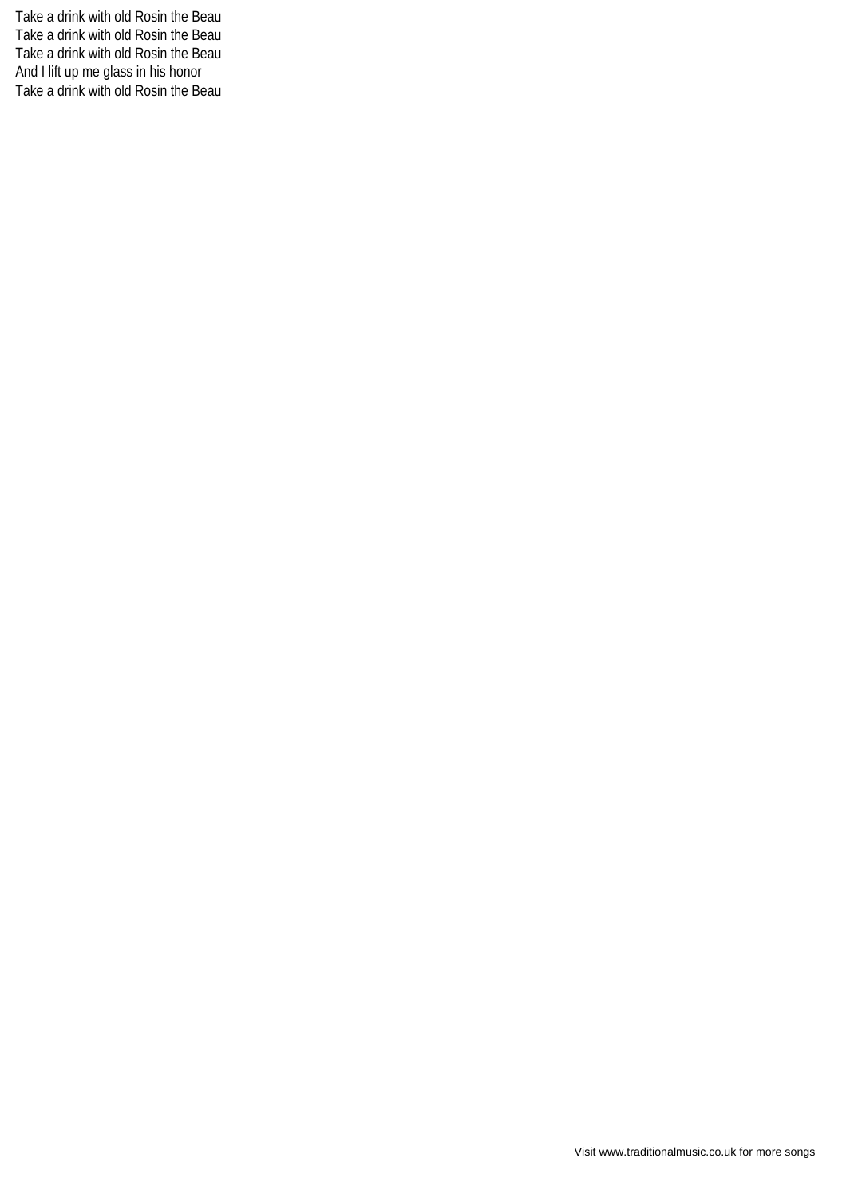Take a drink with old Rosin the Beau
Take a drink with old Rosin the Beau
Take a drink with old Rosin the Beau
And I lift up me glass in his honor
Take a drink with old Rosin the Beau